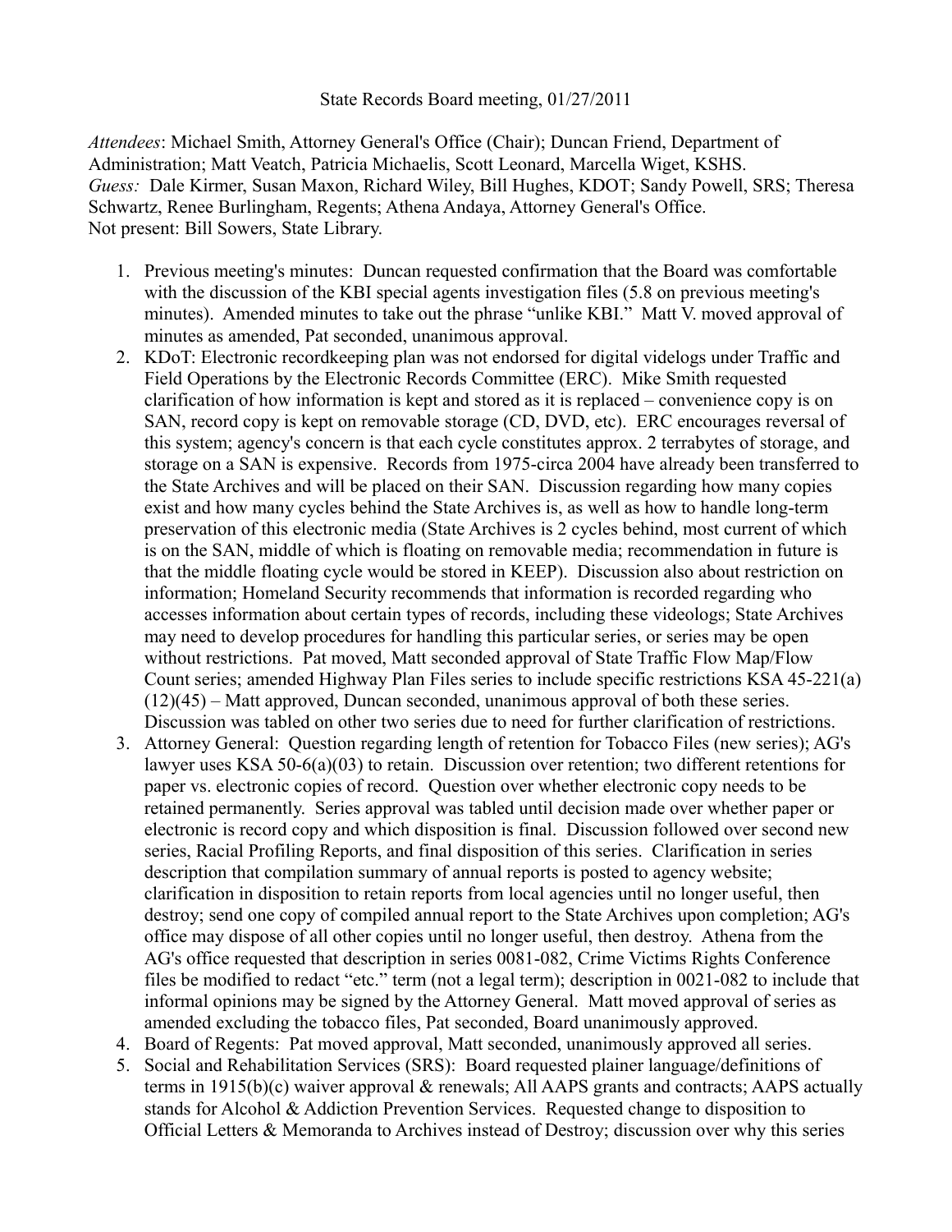State Records Board meeting, 01/27/2011

*Attendees*: Michael Smith, Attorney General's Office (Chair); Duncan Friend, Department of Administration; Matt Veatch, Patricia Michaelis, Scott Leonard, Marcella Wiget, KSHS.
*Guess:* Dale Kirmer, Susan Maxon, Richard Wiley, Bill Hughes, KDOT; Sandy Powell, SRS; Theresa Schwartz, Renee Burlingham, Regents; Athena Andaya, Attorney General's Office.
Not present: Bill Sowers, State Library.

1. Previous meeting's minutes: Duncan requested confirmation that the Board was comfortable with the discussion of the KBI special agents investigation files (5.8 on previous meeting's minutes). Amended minutes to take out the phrase "unlike KBI." Matt V. moved approval of minutes as amended, Pat seconded, unanimous approval.
2. KDoT: Electronic recordkeeping plan was not endorsed for digital videlogs under Traffic and Field Operations by the Electronic Records Committee (ERC). Mike Smith requested clarification of how information is kept and stored as it is replaced – convenience copy is on SAN, record copy is kept on removable storage (CD, DVD, etc). ERC encourages reversal of this system; agency's concern is that each cycle constitutes approx. 2 terrabytes of storage, and storage on a SAN is expensive. Records from 1975-circa 2004 have already been transferred to the State Archives and will be placed on their SAN. Discussion regarding how many copies exist and how many cycles behind the State Archives is, as well as how to handle long-term preservation of this electronic media (State Archives is 2 cycles behind, most current of which is on the SAN, middle of which is floating on removable media; recommendation in future is that the middle floating cycle would be stored in KEEP). Discussion also about restriction on information; Homeland Security recommends that information is recorded regarding who accesses information about certain types of records, including these videologs; State Archives may need to develop procedures for handling this particular series, or series may be open without restrictions. Pat moved, Matt seconded approval of State Traffic Flow Map/Flow Count series; amended Highway Plan Files series to include specific restrictions KSA 45-221(a)(12)(45) – Matt approved, Duncan seconded, unanimous approval of both these series. Discussion was tabled on other two series due to need for further clarification of restrictions.
3. Attorney General: Question regarding length of retention for Tobacco Files (new series); AG's lawyer uses KSA 50-6(a)(03) to retain. Discussion over retention; two different retentions for paper vs. electronic copies of record. Question over whether electronic copy needs to be retained permanently. Series approval was tabled until decision made over whether paper or electronic is record copy and which disposition is final. Discussion followed over second new series, Racial Profiling Reports, and final disposition of this series. Clarification in series description that compilation summary of annual reports is posted to agency website; clarification in disposition to retain reports from local agencies until no longer useful, then destroy; send one copy of compiled annual report to the State Archives upon completion; AG's office may dispose of all other copies until no longer useful, then destroy. Athena from the AG's office requested that description in series 0081-082, Crime Victims Rights Conference files be modified to redact "etc." term (not a legal term); description in 0021-082 to include that informal opinions may be signed by the Attorney General. Matt moved approval of series as amended excluding the tobacco files, Pat seconded, Board unanimously approved.
4. Board of Regents: Pat moved approval, Matt seconded, unanimously approved all series.
5. Social and Rehabilitation Services (SRS): Board requested plainer language/definitions of terms in 1915(b)(c) waiver approval & renewals; All AAPS grants and contracts; AAPS actually stands for Alcohol & Addiction Prevention Services. Requested change to disposition to Official Letters & Memoranda to Archives instead of Destroy; discussion over why this series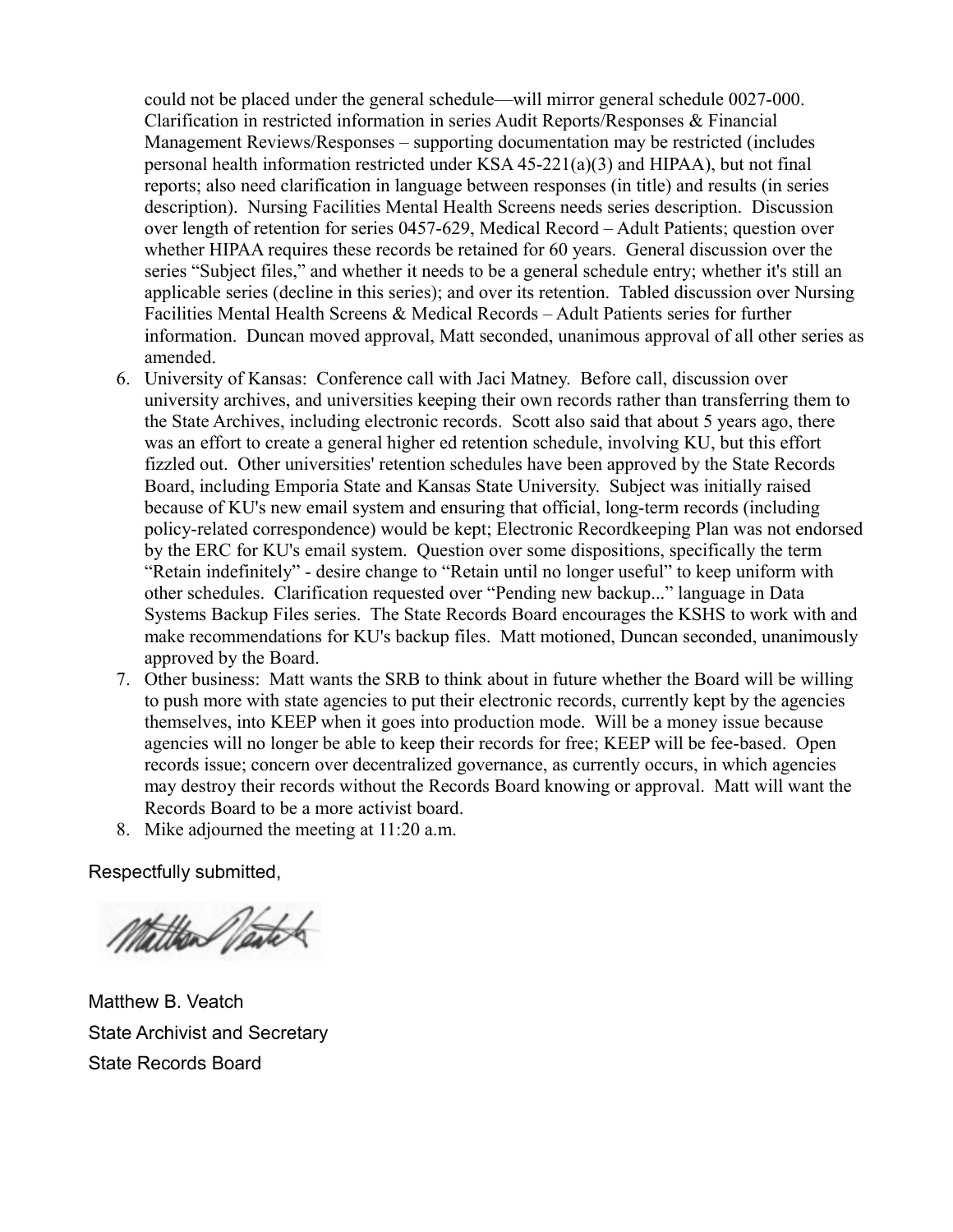could not be placed under the general schedule—will mirror general schedule 0027-000. Clarification in restricted information in series Audit Reports/Responses & Financial Management Reviews/Responses – supporting documentation may be restricted (includes personal health information restricted under KSA 45-221(a)(3) and HIPAA), but not final reports; also need clarification in language between responses (in title) and results (in series description). Nursing Facilities Mental Health Screens needs series description. Discussion over length of retention for series 0457-629, Medical Record – Adult Patients; question over whether HIPAA requires these records be retained for 60 years. General discussion over the series "Subject files," and whether it needs to be a general schedule entry; whether it's still an applicable series (decline in this series); and over its retention. Tabled discussion over Nursing Facilities Mental Health Screens & Medical Records – Adult Patients series for further information. Duncan moved approval, Matt seconded, unanimous approval of all other series as amended.

6. University of Kansas: Conference call with Jaci Matney. Before call, discussion over university archives, and universities keeping their own records rather than transferring them to the State Archives, including electronic records. Scott also said that about 5 years ago, there was an effort to create a general higher ed retention schedule, involving KU, but this effort fizzled out. Other universities' retention schedules have been approved by the State Records Board, including Emporia State and Kansas State University. Subject was initially raised because of KU's new email system and ensuring that official, long-term records (including policy-related correspondence) would be kept; Electronic Recordkeeping Plan was not endorsed by the ERC for KU's email system. Question over some dispositions, specifically the term "Retain indefinitely" - desire change to "Retain until no longer useful" to keep uniform with other schedules. Clarification requested over "Pending new backup..." language in Data Systems Backup Files series. The State Records Board encourages the KSHS to work with and make recommendations for KU's backup files. Matt motioned, Duncan seconded, unanimously approved by the Board.
7. Other business: Matt wants the SRB to think about in future whether the Board will be willing to push more with state agencies to put their electronic records, currently kept by the agencies themselves, into KEEP when it goes into production mode. Will be a money issue because agencies will no longer be able to keep their records for free; KEEP will be fee-based. Open records issue; concern over decentralized governance, as currently occurs, in which agencies may destroy their records without the Records Board knowing or approval. Matt will want the Records Board to be a more activist board.
8. Mike adjourned the meeting at 11:20 a.m.

Respectfully submitted,

Matthew B. Veatch
State Archivist and Secretary
State Records Board